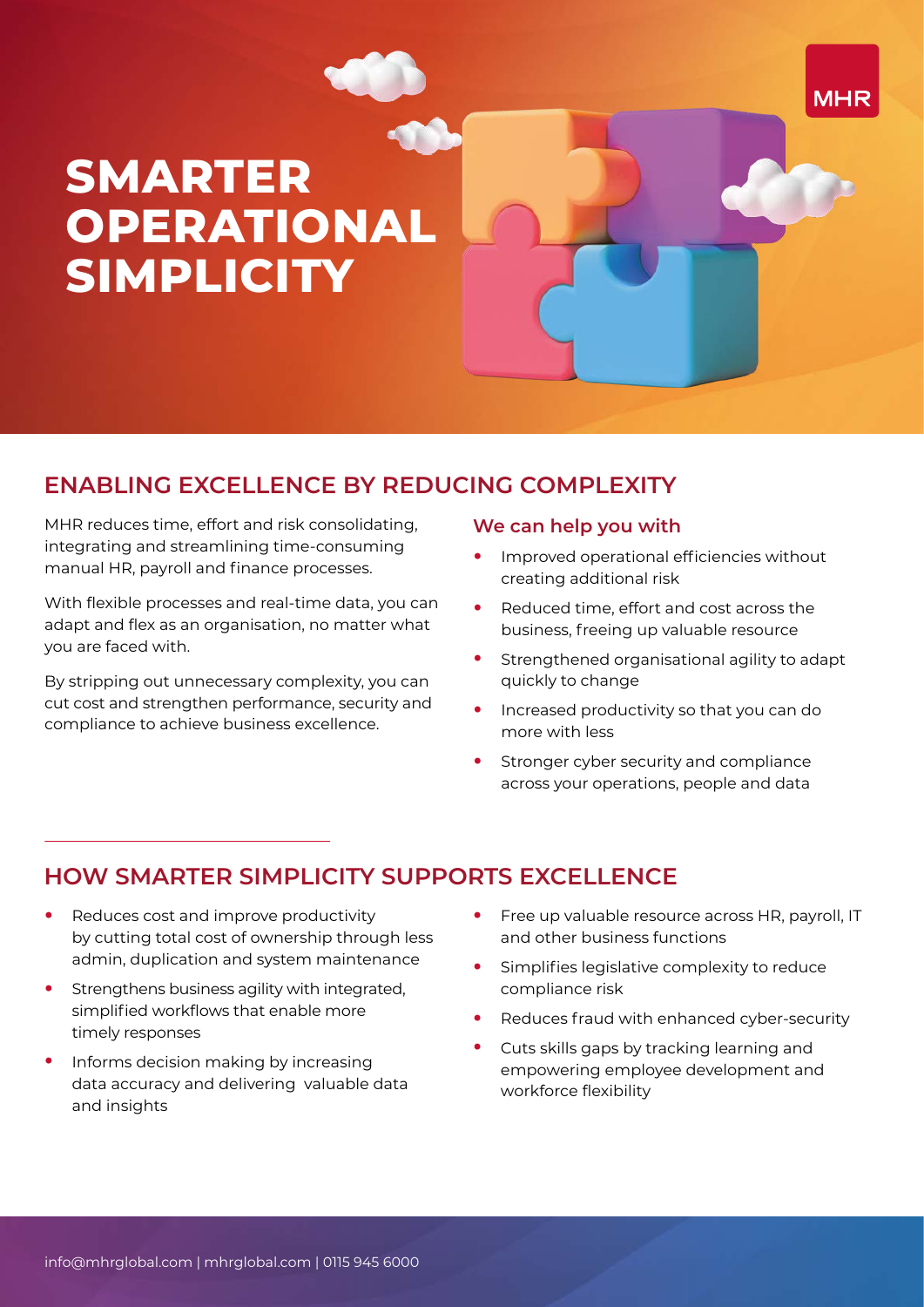MHR

# SMARTER OPERATIONAL SIMPLICITY

## ENABLING EXCELLENCE BY REDUCING COMPLEXITY

MHR reduces time, effort and risk consolidating, integrating and streamlining time-consuming manual HR, payroll and finance processes.

With flexible processes and real-time data, you can adapt and flex as an organisation, no matter what you are faced with.

By stripping out unnecessary complexity, you can cut cost and strengthen performance, security and compliance to achieve business excellence.

### We can help you with

- Improved operational efficiencies without creating additional risk
- Reduced time, effort and cost across the business, freeing up valuable resource
- Strengthened organisational agility to adapt quickly to change
- Increased productivity so that you can do more with less
- Stronger cyber security and compliance across your operations, people and data

## HOW SMARTER SIMPLICITY SUPPORTS EXCELLENCE

- Reduces cost and improve productivity by cutting total cost of ownership through less admin, duplication and system maintenance
- Strengthens business agility with integrated, simplified workflows that enable more timely responses
- Informs decision making by increasing data accuracy and delivering valuable data and insights
- Free up valuable resource across HR, payroll, IT and other business functions
- Simplifies legislative complexity to reduce compliance risk
- Reduces fraud with enhanced cyber-security
- Cuts skills gaps by tracking learning and empowering employee development and workforce flexibility

info@mhrglobal.com | mhrglobal.com | 0115 945 6000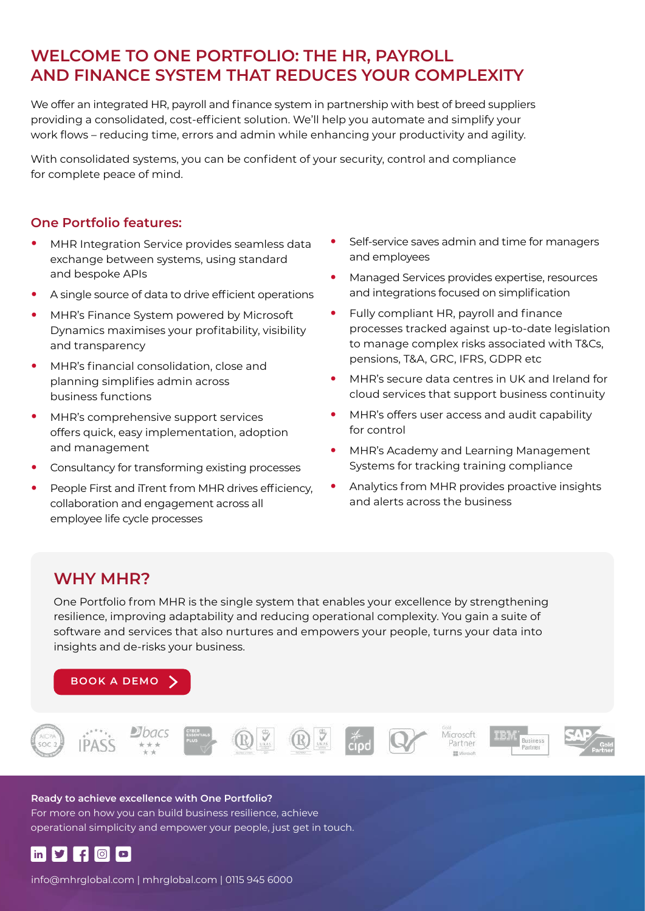## WELCOME TO ONE PORTFOLIO: THE HR, PAYROLL AND FINANCE SYSTEM THAT REDUCES YOUR COMPLEXITY

We offer an integrated HR, payroll and finance system in partnership with best of breed suppliers providing a consolidated, cost-efficient solution. We'll help you automate and simplify your work flows – reducing time, errors and admin while enhancing your productivity and agility.

With consolidated systems, you can be confident of your security, control and compliance for complete peace of mind.

### One Portfolio features:

- MHR Integration Service provides seamless data exchange between systems, using standard and bespoke APIs
- A single source of data to drive efficient operations
- MHR's Finance System powered by Microsoft Dynamics maximises your profitability, visibility and transparency
- MHR's financial consolidation, close and planning simplifies admin across business functions
- MHR's comprehensive support services offers quick, easy implementation, adoption and management
- Consultancy for transforming existing processes
- People First and iTrent from MHR drives efficiency, collaboration and engagement across all employee life cycle processes
- Self-service saves admin and time for managers and employees
- Managed Services provides expertise, resources and integrations focused on simplification
- Fully compliant HR, payroll and finance processes tracked against up-to-date legislation to manage complex risks associated with T&Cs, pensions, T&A, GRC, IFRS, GDPR etc
- MHR's secure data centres in UK and Ireland for cloud services that support business continuity
- MHR's offers user access and audit capability for control
- MHR's Academy and Learning Management Systems for tracking training compliance
- Analytics from MHR provides proactive insights and alerts across the business

## WHY MHR?

One Portfolio from MHR is the single system that enables your excellence by strengthening resilience, improving adaptability and reducing operational complexity. You gain a suite of software and services that also nurtures and empowers your people, turns your data into insights and de-risks your business.

BOOK A DEMO

**Ready to achieve excellence with One Portfolio?**
For more on how you can build business resilience, achieve operational simplicity and empower your people, just get in touch.

info@mhrglobal.com | mhrglobal.com | 0115 945 6000